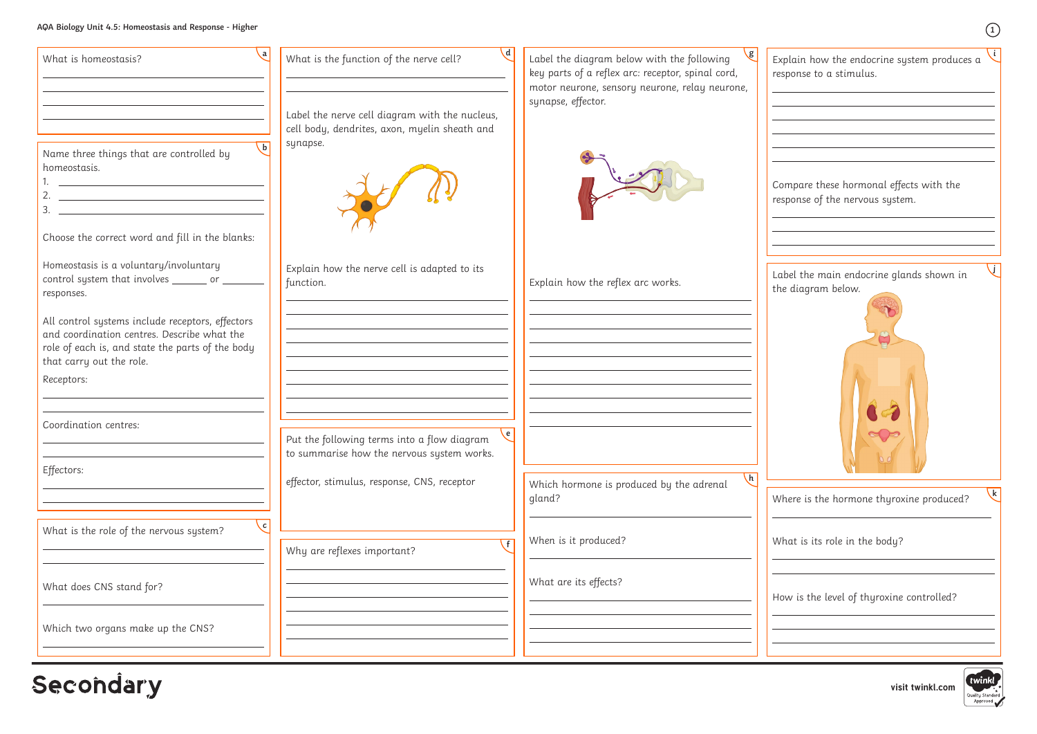# AQA Biology Unit 4.5: Homeostasis and Response - Higher

**a**

What is homeostasis?

______________________________

______________________________

______________________________

______________________________

**b**

Name three things that are controlled by homeostasis.

1. ______________________________
2. ______________________________
3. ______________________________

Choose the correct word and fill in the blanks:

Homeostasis is a voluntary/involuntary control system that involves ______ or ______ responses.

All control systems include receptors, effectors and coordination centres. Describe what the role of each is, and state the parts of the body that carry out the role.

Receptors:

______________________________

______________________________

Coordination centres:

______________________________

______________________________

Effectors:

______________________________

______________________________

**c**

What is the role of the nervous system?

______________________________

______________________________

What does CNS stand for?

______________________________

Which two organs make up the CNS?

______________________________

**d**

What is the function of the nerve cell?

______________________________

______________________________

Label the nerve cell diagram with the nucleus, cell body, dendrites, axon, myelin sheath and synapse.

Explain how the nerve cell is adapted to its function.

______________________________

______________________________

______________________________

______________________________

______________________________

______________________________

______________________________

______________________________

______________________________

**e**

Put the following terms into a flow diagram to summarise how the nervous system works.

effector, stimulus, response, CNS, receptor

**f**

Why are reflexes important?

______________________________

______________________________

______________________________

______________________________

______________________________

______________________________

**g**

Label the diagram below with the following key parts of a reflex arc: receptor, spinal cord, motor neurone, sensory neurone, relay neurone, synapse, effector.

Explain how the reflex arc works.

______________________________

______________________________

______________________________

______________________________

______________________________

______________________________

______________________________

______________________________

______________________________

**h**

Which hormone is produced by the adrenal gland?

______________________________

When is it produced?

______________________________

What are its effects?

______________________________

______________________________

______________________________

______________________________

**i**

Explain how the endocrine system produces a response to a stimulus.

______________________________

______________________________

______________________________

______________________________

______________________________

Compare these hormonal effects with the response of the nervous system.

______________________________

______________________________

______________________________

**j**

Label the main endocrine glands shown in the diagram below.

**k**

Where is the hormone thyroxine produced?

______________________________

What is its role in the body?

______________________________

______________________________

How is the level of thyroxine controlled?

______________________________

______________________________

______________________________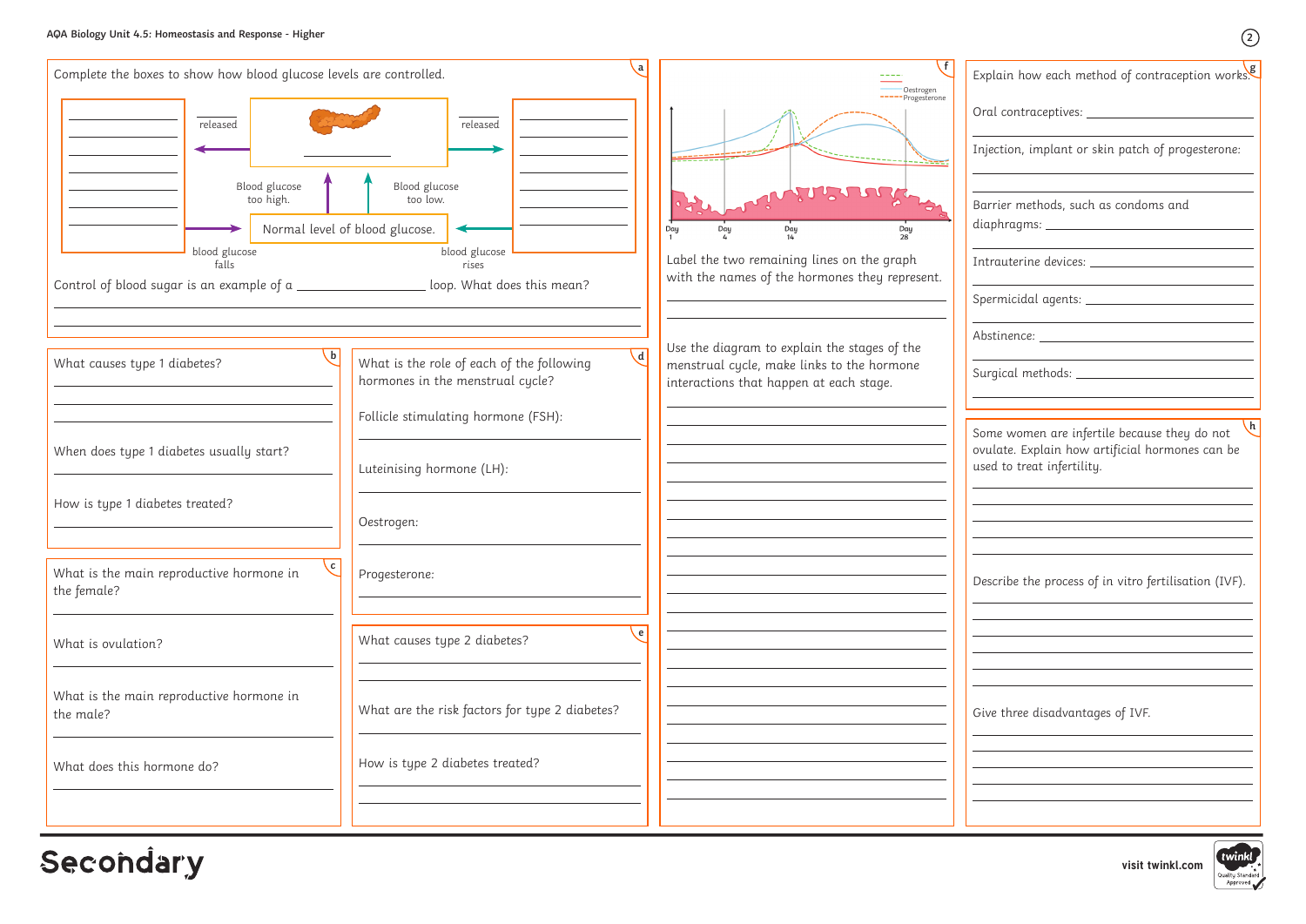AQA Biology Unit 4.5: Homeostasis and Response - Higher

## a

Complete the boxes to show how blood glucose levels are controlled.

_______________ released

_______________ released

Blood glucose too high.

Blood glucose too low.

Normal level of blood glucose.

blood glucose falls

blood glucose rises

Control of blood sugar is an example of a _______________ loop. What does this mean?

## b

What causes type 1 diabetes?

When does type 1 diabetes usually start?

How is type 1 diabetes treated?

## c

What is the main reproductive hormone in the female?

What is ovulation?

What is the main reproductive hormone in the male?

What does this hormone do?

## d

What is the role of each of the following hormones in the menstrual cycle?

Follicle stimulating hormone (FSH):

Luteinising hormone (LH):

Oestrogen:

Progesterone:

## e

What causes type 2 diabetes?

What are the risk factors for type 2 diabetes?

How is type 2 diabetes treated?

## f

Oestrogen

Progesterone

Day 1 | Day 4 | Day 14 | Day 28

Label the two remaining lines on the graph with the names of the hormones they represent.

Use the diagram to explain the stages of the menstrual cycle, make links to the hormone interactions that happen at each stage.

## g

Explain how each method of contraception works.

Oral contraceptives:

Injection, implant or skin patch of progesterone:

Barrier methods, such as condoms and diaphragms:

Intrauterine devices:

Spermicidal agents:

Abstinence:

Surgical methods:

## h

Some women are infertile because they do not ovulate. Explain how artificial hormones can be used to treat infertility.

Describe the process of in vitro fertilisation (IVF).

Give three disadvantages of IVF.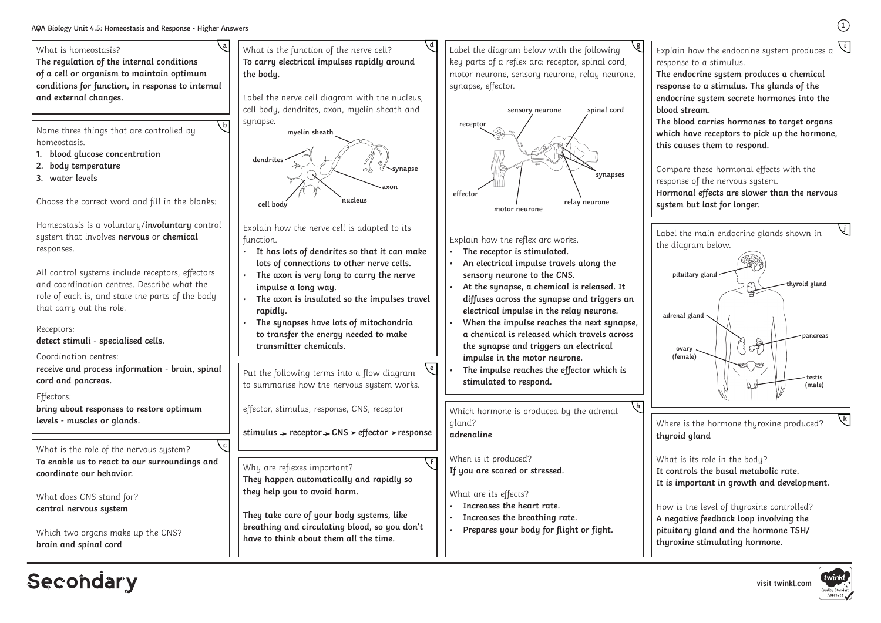# AQA Biology Unit 4.5: Homeostasis and Response - Higher Answers

## a

What is homeostasis?

**The regulation of the internal conditions of a cell or organism to maintain optimum conditions for function, in response to internal and external changes.**

## b

Name three things that are controlled by homeostasis.

1. **blood glucose concentration**
2. **body temperature**
3. **water levels**

Choose the correct word and fill in the blanks:

Homeostasis is a voluntary/**involuntary** control system that involves **nervous** or **chemical** responses.

All control systems include receptors, effectors and coordination centres. Describe what the role of each is, and state the parts of the body that carry out the role.

Receptors:
**detect stimuli - specialised cells.**

Coordination centres:
**receive and process information - brain, spinal cord and pancreas.**

Effectors:
**bring about responses to restore optimum levels - muscles or glands.**

## c

What is the role of the nervous system?
**To enable us to react to our surroundings and coordinate our behavior.**

What does CNS stand for?
**central nervous system**

Which two organs make up the CNS?
**brain and spinal cord**

## d

What is the function of the nerve cell?
**To carry electrical impulses rapidly around the body.**

Label the nerve cell diagram with the nucleus, cell body, dendrites, axon, myelin sheath and synapse.

Labels: **myelin sheath**, **dendrites**, **synapse**, **axon**, **nucleus**, **cell body**

Explain how the nerve cell is adapted to its function.

- **It has lots of dendrites so that it can make lots of connections to other nerve cells.**
- **The axon is very long to carry the nerve impulse a long way.**
- **The axon is insulated so the impulses travel rapidly.**
- **The synapses have lots of mitochondria to transfer the energy needed to make transmitter chemicals.**

## e

Put the following terms into a flow diagram to summarise how the nervous system works.

effector, stimulus, response, CNS, receptor

**stimulus → receptor → CNS → effector → response**

## f

Why are reflexes important?
**They happen automatically and rapidly so they help you to avoid harm.**

**They take care of your body systems, like breathing and circulating blood, so you don't have to think about them all the time.**

## g

Label the diagram below with the following key parts of a reflex arc: receptor, spinal cord, motor neurone, sensory neurone, relay neurone, synapse, effector.

Labels: **sensory neurone**, **spinal cord**, **receptor**, **synapses**, **effector**, **relay neurone**, **motor neurone**

Explain how the reflex arc works.

- **The receptor is stimulated.**
- **An electrical impulse travels along the sensory neurone to the CNS.**
- **At the synapse, a chemical is released. It diffuses across the synapse and triggers an electrical impulse in the relay neurone.**
- **When the impulse reaches the next synapse, a chemical is released which travels across the synapse and triggers an electrical impulse in the motor neurone.**
- **The impulse reaches the effector which is stimulated to respond.**

## h

Which hormone is produced by the adrenal gland?
**adrenaline**

When is it produced?
**If you are scared or stressed.**

What are its effects?

- **Increases the heart rate.**
- **Increases the breathing rate.**
- **Prepares your body for flight or fight.**

## i

Explain how the endocrine system produces a response to a stimulus.
**The endocrine system produces a chemical response to a stimulus. The glands of the endocrine system secrete hormones into the blood stream.**
**The blood carries hormones to target organs which have receptors to pick up the hormone, this causes them to respond.**

Compare these hormonal effects with the response of the nervous system.
**Hormonal effects are slower than the nervous system but last for longer.**

## j

Label the main endocrine glands shown in the diagram below.

Labels: **pituitary gland**, **thyroid gland**, **adrenal gland**, **pancreas**, **ovary (female)**, **testis (male)**

## k

Where is the hormone thyroxine produced?
**thyroid gland**

What is its role in the body?
**It controls the basal metabolic rate.**
**It is important in growth and development.**

How is the level of thyroxine controlled?
**A negative feedback loop involving the pituitary gland and the hormone TSH/ thyroxine stimulating hormone.**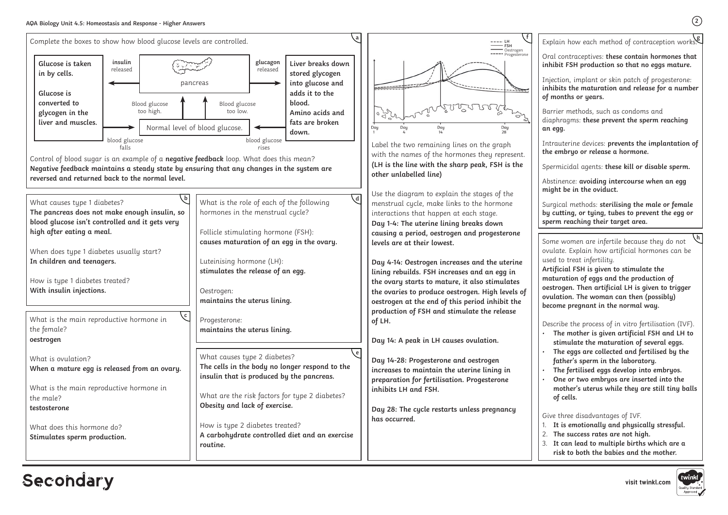## AQA Biology Unit 4.5: Homeostasis and Response - Higher Answers

### a

Complete the boxes to show how blood glucose levels are controlled.

**Glucose is taken in by cells.**

**Glucose is converted to glycogen in the liver and muscles.**

insulin released

pancreas

glucagon released

**Liver breaks down stored glycogen into glucose and adds it to the blood. Amino acids and fats are broken down.**

Blood glucose too high.

Blood glucose too low.

Normal level of blood glucose.

blood glucose falls

blood glucose rises

Control of blood sugar is an example of a **negative feedback** loop. What does this mean?
**Negative feedback maintains a steady state by ensuring that any changes in the system are reversed and returned back to the normal level.**

### b

What causes type 1 diabetes?
**The pancreas does not make enough insulin, so blood glucose isn't controlled and it gets very high after eating a meal.**

When does type 1 diabetes usually start?
**In children and teenagers.**

How is type 1 diabetes treated?
**With insulin injections.**

### c

What is the main reproductive hormone in the female?
**oestrogen**

What is ovulation?
**When a mature egg is released from an ovary.**

What is the main reproductive hormone in the male?
**testosterone**

What does this hormone do?
**Stimulates sperm production.**

### d

What is the role of each of the following hormones in the menstrual cycle?

Follicle stimulating hormone (FSH):
**causes maturation of an egg in the ovary.**

Luteinising hormone (LH):
**stimulates the release of an egg.**

Oestrogen:
**maintains the uterus lining.**

Progesterone:
**maintains the uterus lining.**

### e

What causes type 2 diabetes?
**The cells in the body no longer respond to the insulin that is produced by the pancreas.**

What are the risk factors for type 2 diabetes?
**Obesity and lack of exercise.**

How is type 2 diabetes treated?
**A carbohydrate controlled diet and an exercise routine.**

### f

LH
FSH
Oestrogen
Progesterone

Day 1
Day 4
Day 14
Day 28

Label the two remaining lines on the graph with the names of the hormones they represent.
**(LH is the line with the sharp peak, FSH is the other unlabelled line)**

Use the diagram to explain the stages of the menstrual cycle, make links to the hormone interactions that happen at each stage.

**Day 1-4: The uterine lining breaks down causing a period, oestrogen and progesterone levels are at their lowest.**

**Day 4-14: Oestrogen increases and the uterine lining rebuilds. FSH increases and an egg in the ovary starts to mature, it also stimulates the ovaries to produce oestrogen. High levels of oestrogen at the end of this period inhibit the production of FSH and stimulate the release of LH.**

**Day 14: A peak in LH causes ovulation.**

**Day 14-28: Progesterone and oestrogen increases to maintain the uterine lining in preparation for fertilisation. Progesterone inhibits LH and FSH.**

**Day 28: The cycle restarts unless pregnancy has occurred.**

### g

Explain how each method of contraception works.

Oral contraceptives: **these contain hormones that inhibit FSH production so that no eggs mature.**

Injection, implant or skin patch of progesterone: **inhibits the maturation and release for a number of months or years.**

Barrier methods, such as condoms and diaphragms: **these prevent the sperm reaching an egg.**

Intrauterine devices: **prevents the implantation of the embryo or release a hormone.**

Spermicidal agents: **these kill or disable sperm.**

Abstinence: **avoiding intercourse when an egg might be in the oviduct.**

Surgical methods: **sterilising the male or female by cutting, or tying, tubes to prevent the egg or sperm reaching their target area.**

### h

Some women are infertile because they do not ovulate. Explain how artificial hormones can be used to treat infertility.
**Artificial FSH is given to stimulate the maturation of eggs and the production of oestrogen. Then artificial LH is given to trigger ovulation. The woman can then (possibly) become pregnant in the normal way.**

Describe the process of in vitro fertilisation (IVF).

- **The mother is given artificial FSH and LH to stimulate the maturation of several eggs.**
- **The eggs are collected and fertilised by the father's sperm in the laboratory.**
- **The fertilised eggs develop into embryos.**
- **One or two embryos are inserted into the mother's uterus while they are still tiny balls of cells.**

Give three disadvantages of IVF.

1. **It is emotionally and physically stressful.**
2. **The success rates are not high.**
3. **It can lead to multiple births which are a risk to both the babies and the mother.**